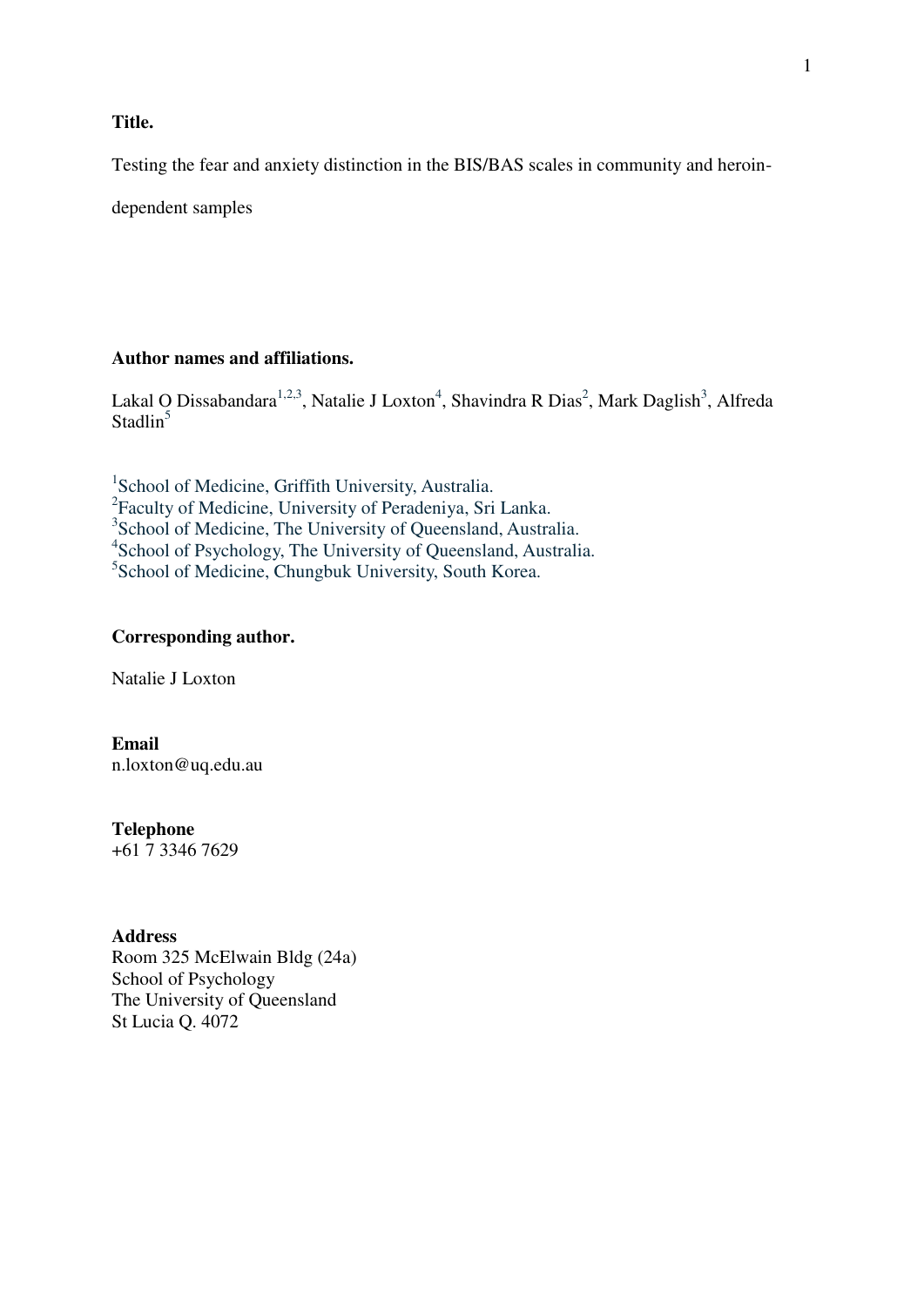**Title.**

Testing the fear and anxiety distinction in the BIS/BAS scales in community and heroin-dependent samples

**Author names and affiliations.**

Lakal O Dissabandara[1,2,3], Natalie J Loxton[4], Shavindra R Dias[2], Mark Daglish[3], Alfreda Stadlin[5]

[1]School of Medicine, Griffith University, Australia.
[2]Faculty of Medicine, University of Peradeniya, Sri Lanka.
[3]School of Medicine, The University of Queensland, Australia.
[4]School of Psychology, The University of Queensland, Australia.
[5]School of Medicine, Chungbuk University, South Korea.

**Corresponding author.**

Natalie J Loxton

**Email**
n.loxton@uq.edu.au

**Telephone**
+61 7 3346 7629

**Address**
Room 325 McElwain Bldg (24a)
School of Psychology
The University of Queensland
St Lucia Q. 4072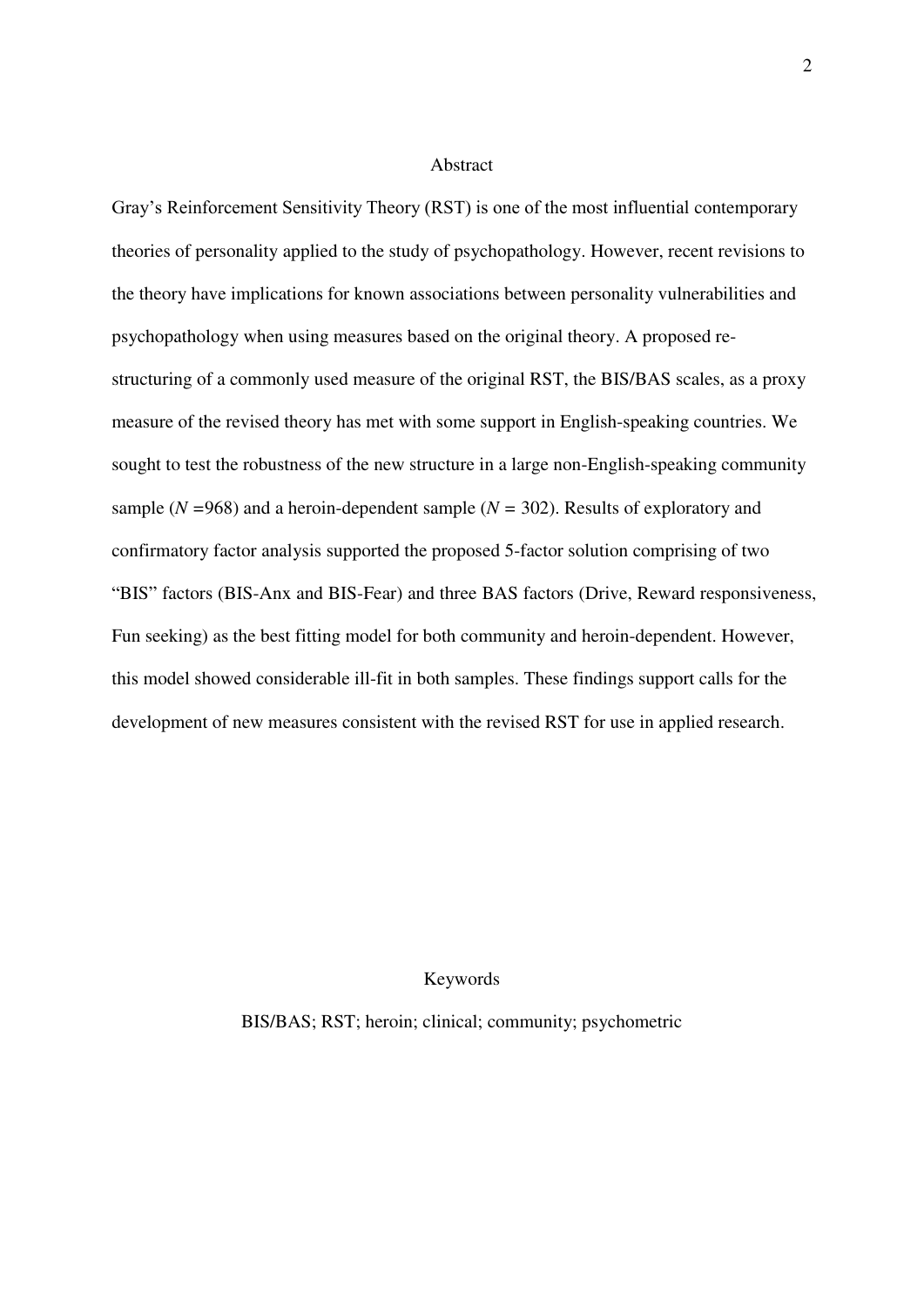## Abstract

Gray's Reinforcement Sensitivity Theory (RST) is one of the most influential contemporary theories of personality applied to the study of psychopathology. However, recent revisions to the theory have implications for known associations between personality vulnerabilities and psychopathology when using measures based on the original theory. A proposed re-structuring of a commonly used measure of the original RST, the BIS/BAS scales, as a proxy measure of the revised theory has met with some support in English-speaking countries. We sought to test the robustness of the new structure in a large non-English-speaking community sample (*N* =968) and a heroin-dependent sample (*N* = 302). Results of exploratory and confirmatory factor analysis supported the proposed 5-factor solution comprising of two "BIS" factors (BIS-Anx and BIS-Fear) and three BAS factors (Drive, Reward responsiveness, Fun seeking) as the best fitting model for both community and heroin-dependent. However, this model showed considerable ill-fit in both samples. These findings support calls for the development of new measures consistent with the revised RST for use in applied research.

## Keywords

BIS/BAS; RST; heroin; clinical; community; psychometric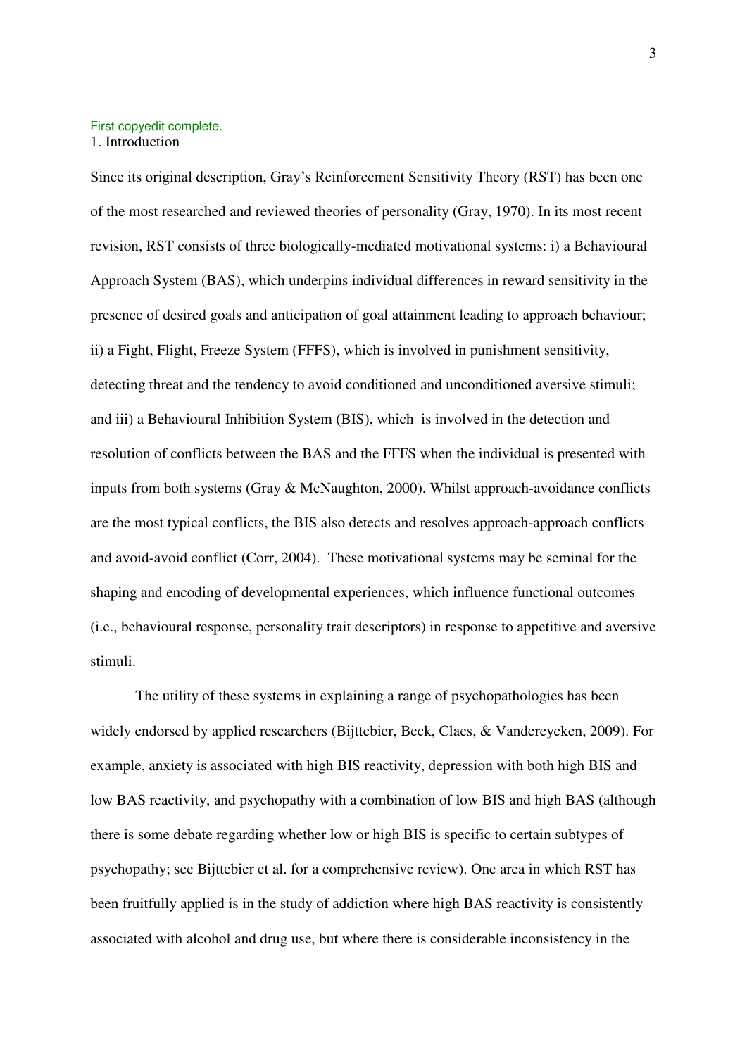First copyedit complete.

# 1. Introduction

Since its original description, Gray's Reinforcement Sensitivity Theory (RST) has been one of the most researched and reviewed theories of personality (Gray, 1970). In its most recent revision, RST consists of three biologically-mediated motivational systems: i) a Behavioural Approach System (BAS), which underpins individual differences in reward sensitivity in the presence of desired goals and anticipation of goal attainment leading to approach behaviour; ii) a Fight, Flight, Freeze System (FFFS), which is involved in punishment sensitivity, detecting threat and the tendency to avoid conditioned and unconditioned aversive stimuli; and iii) a Behavioural Inhibition System (BIS), which is involved in the detection and resolution of conflicts between the BAS and the FFFS when the individual is presented with inputs from both systems (Gray & McNaughton, 2000). Whilst approach-avoidance conflicts are the most typical conflicts, the BIS also detects and resolves approach-approach conflicts and avoid-avoid conflict (Corr, 2004). These motivational systems may be seminal for the shaping and encoding of developmental experiences, which influence functional outcomes (i.e., behavioural response, personality trait descriptors) in response to appetitive and aversive stimuli.

The utility of these systems in explaining a range of psychopathologies has been widely endorsed by applied researchers (Bijttebier, Beck, Claes, & Vandereycken, 2009). For example, anxiety is associated with high BIS reactivity, depression with both high BIS and low BAS reactivity, and psychopathy with a combination of low BIS and high BAS (although there is some debate regarding whether low or high BIS is specific to certain subtypes of psychopathy; see Bijttebier et al. for a comprehensive review). One area in which RST has been fruitfully applied is in the study of addiction where high BAS reactivity is consistently associated with alcohol and drug use, but where there is considerable inconsistency in the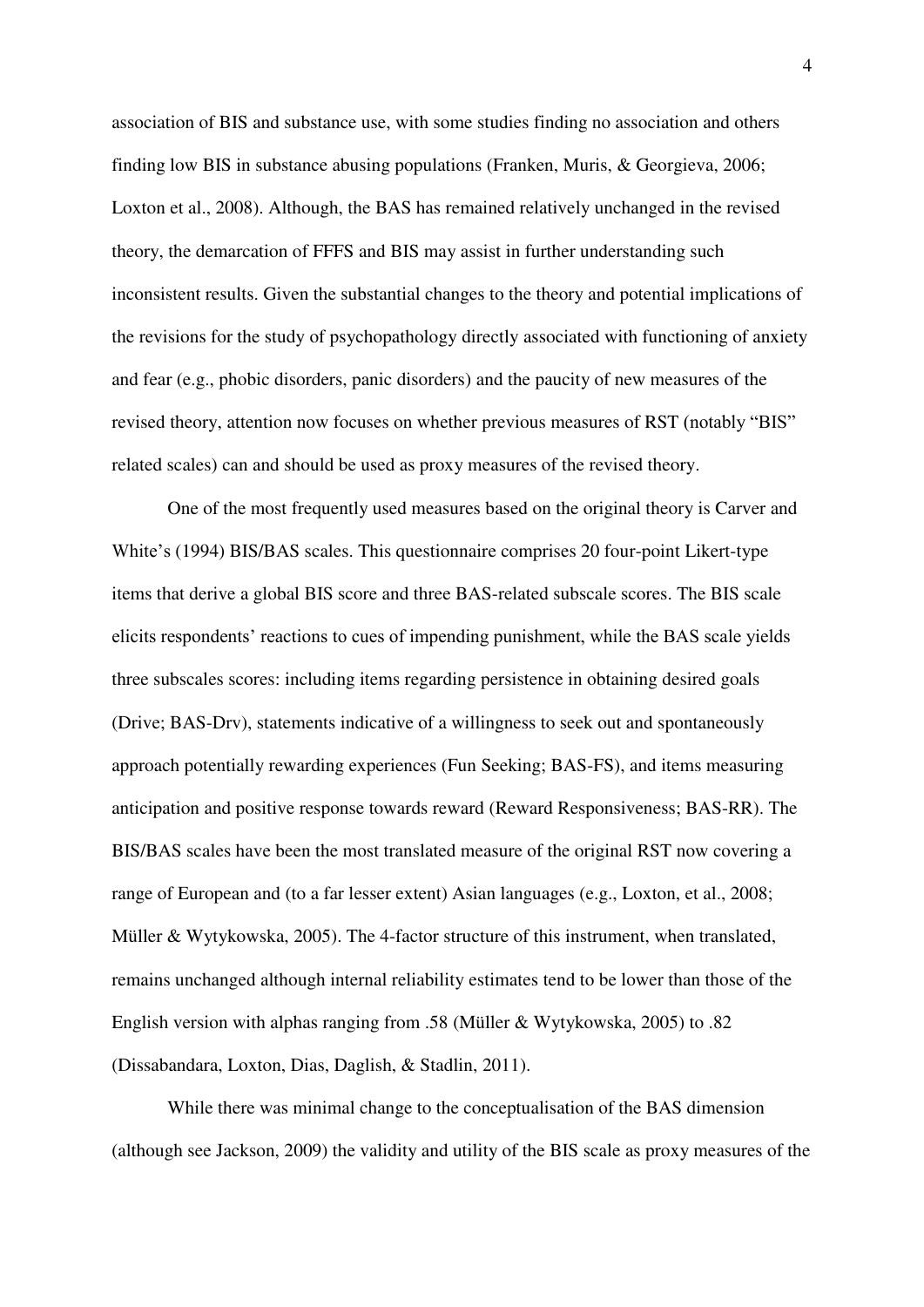association of BIS and substance use, with some studies finding no association and others finding low BIS in substance abusing populations (Franken, Muris, & Georgieva, 2006; Loxton et al., 2008). Although, the BAS has remained relatively unchanged in the revised theory, the demarcation of FFFS and BIS may assist in further understanding such inconsistent results. Given the substantial changes to the theory and potential implications of the revisions for the study of psychopathology directly associated with functioning of anxiety and fear (e.g., phobic disorders, panic disorders) and the paucity of new measures of the revised theory, attention now focuses on whether previous measures of RST (notably "BIS" related scales) can and should be used as proxy measures of the revised theory.

One of the most frequently used measures based on the original theory is Carver and White's (1994) BIS/BAS scales. This questionnaire comprises 20 four-point Likert-type items that derive a global BIS score and three BAS-related subscale scores. The BIS scale elicits respondents' reactions to cues of impending punishment, while the BAS scale yields three subscales scores: including items regarding persistence in obtaining desired goals (Drive; BAS-Drv), statements indicative of a willingness to seek out and spontaneously approach potentially rewarding experiences (Fun Seeking; BAS-FS), and items measuring anticipation and positive response towards reward (Reward Responsiveness; BAS-RR). The BIS/BAS scales have been the most translated measure of the original RST now covering a range of European and (to a far lesser extent) Asian languages (e.g., Loxton, et al., 2008; Müller & Wytykowska, 2005). The 4-factor structure of this instrument, when translated, remains unchanged although internal reliability estimates tend to be lower than those of the English version with alphas ranging from .58 (Müller & Wytykowska, 2005) to .82 (Dissabandara, Loxton, Dias, Daglish, & Stadlin, 2011).

While there was minimal change to the conceptualisation of the BAS dimension (although see Jackson, 2009) the validity and utility of the BIS scale as proxy measures of the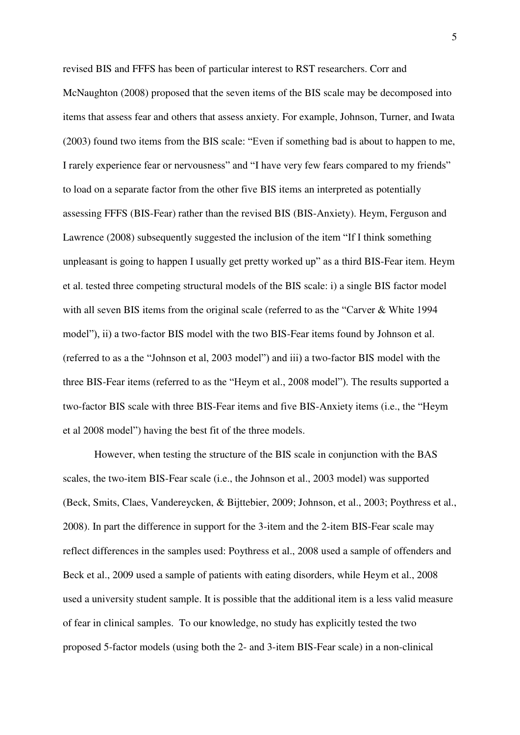revised BIS and FFFS has been of particular interest to RST researchers. Corr and McNaughton (2008) proposed that the seven items of the BIS scale may be decomposed into items that assess fear and others that assess anxiety. For example, Johnson, Turner, and Iwata (2003) found two items from the BIS scale: "Even if something bad is about to happen to me, I rarely experience fear or nervousness" and "I have very few fears compared to my friends" to load on a separate factor from the other five BIS items an interpreted as potentially assessing FFFS (BIS-Fear) rather than the revised BIS (BIS-Anxiety). Heym, Ferguson and Lawrence (2008) subsequently suggested the inclusion of the item "If I think something unpleasant is going to happen I usually get pretty worked up" as a third BIS-Fear item. Heym et al. tested three competing structural models of the BIS scale: i) a single BIS factor model with all seven BIS items from the original scale (referred to as the "Carver & White 1994 model"), ii) a two-factor BIS model with the two BIS-Fear items found by Johnson et al. (referred to as a the "Johnson et al, 2003 model") and iii) a two-factor BIS model with the three BIS-Fear items (referred to as the "Heym et al., 2008 model"). The results supported a two-factor BIS scale with three BIS-Fear items and five BIS-Anxiety items (i.e., the "Heym et al 2008 model") having the best fit of the three models.

However, when testing the structure of the BIS scale in conjunction with the BAS scales, the two-item BIS-Fear scale (i.e., the Johnson et al., 2003 model) was supported (Beck, Smits, Claes, Vandereycken, & Bijttebier, 2009; Johnson, et al., 2003; Poythress et al., 2008). In part the difference in support for the 3-item and the 2-item BIS-Fear scale may reflect differences in the samples used: Poythress et al., 2008 used a sample of offenders and Beck et al., 2009 used a sample of patients with eating disorders, while Heym et al., 2008 used a university student sample. It is possible that the additional item is a less valid measure of fear in clinical samples. To our knowledge, no study has explicitly tested the two proposed 5-factor models (using both the 2- and 3-item BIS-Fear scale) in a non-clinical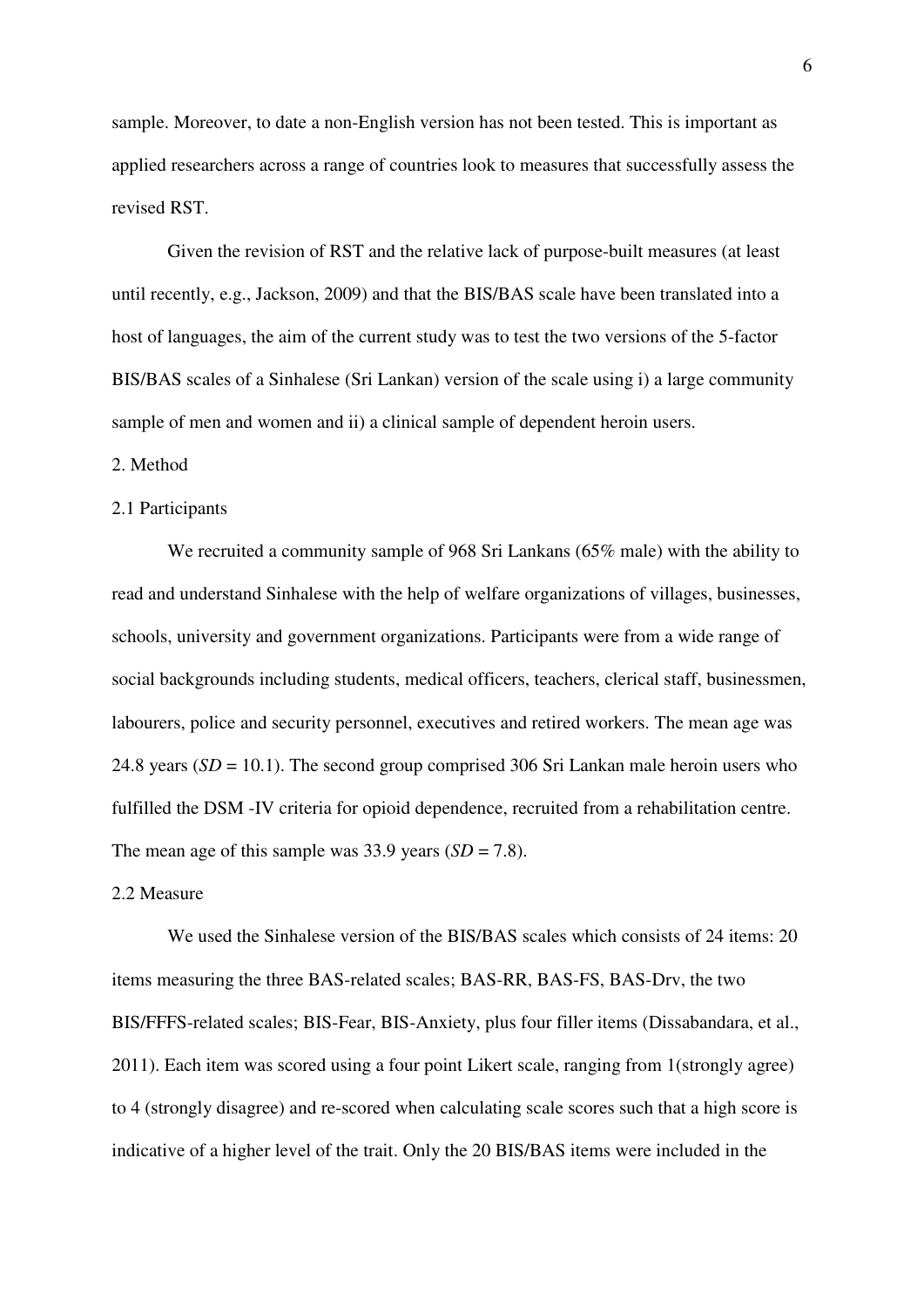sample. Moreover, to date a non-English version has not been tested. This is important as applied researchers across a range of countries look to measures that successfully assess the revised RST.

Given the revision of RST and the relative lack of purpose-built measures (at least until recently, e.g., Jackson, 2009) and that the BIS/BAS scale have been translated into a host of languages, the aim of the current study was to test the two versions of the 5-factor BIS/BAS scales of a Sinhalese (Sri Lankan) version of the scale using i) a large community sample of men and women and ii) a clinical sample of dependent heroin users.

## 2. Method

### 2.1 Participants

We recruited a community sample of 968 Sri Lankans (65% male) with the ability to read and understand Sinhalese with the help of welfare organizations of villages, businesses, schools, university and government organizations. Participants were from a wide range of social backgrounds including students, medical officers, teachers, clerical staff, businessmen, labourers, police and security personnel, executives and retired workers. The mean age was 24.8 years (*SD* = 10.1). The second group comprised 306 Sri Lankan male heroin users who fulfilled the DSM -IV criteria for opioid dependence, recruited from a rehabilitation centre. The mean age of this sample was 33.9 years (*SD* = 7.8).

### 2.2 Measure

We used the Sinhalese version of the BIS/BAS scales which consists of 24 items: 20 items measuring the three BAS-related scales; BAS-RR, BAS-FS, BAS-Drv, the two BIS/FFFS-related scales; BIS-Fear, BIS-Anxiety, plus four filler items (Dissabandara, et al., 2011). Each item was scored using a four point Likert scale, ranging from 1(strongly agree) to 4 (strongly disagree) and re-scored when calculating scale scores such that a high score is indicative of a higher level of the trait. Only the 20 BIS/BAS items were included in the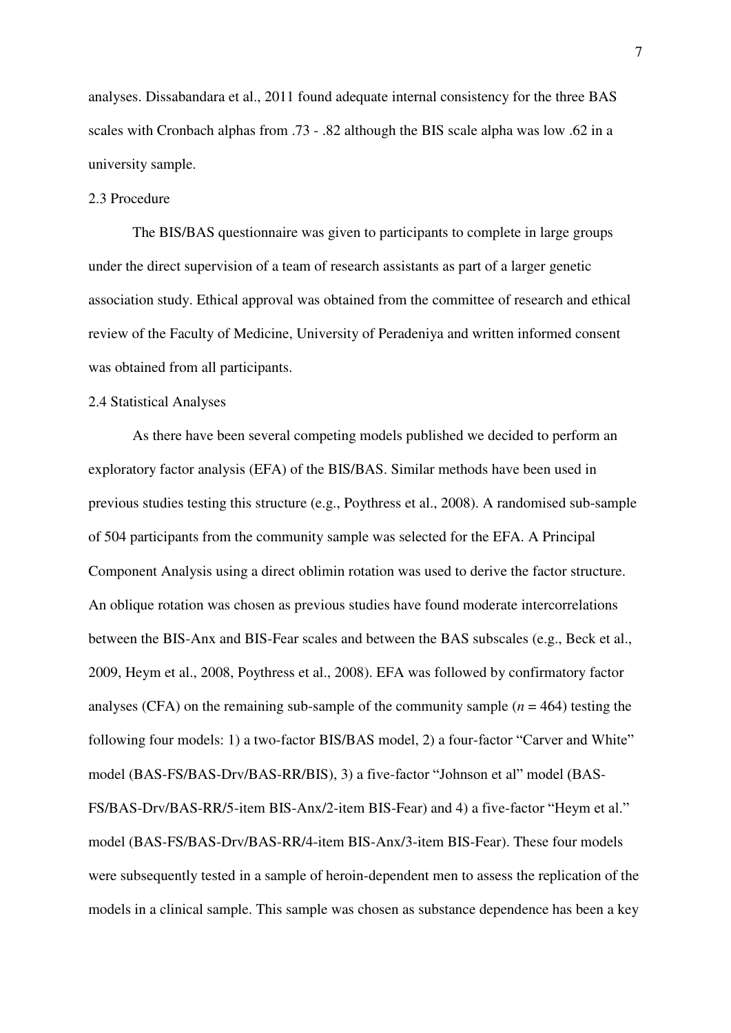analyses. Dissabandara et al., 2011 found adequate internal consistency for the three BAS scales with Cronbach alphas from .73 - .82 although the BIS scale alpha was low .62 in a university sample.

2.3 Procedure

The BIS/BAS questionnaire was given to participants to complete in large groups under the direct supervision of a team of research assistants as part of a larger genetic association study. Ethical approval was obtained from the committee of research and ethical review of the Faculty of Medicine, University of Peradeniya and written informed consent was obtained from all participants.

2.4 Statistical Analyses

As there have been several competing models published we decided to perform an exploratory factor analysis (EFA) of the BIS/BAS. Similar methods have been used in previous studies testing this structure (e.g., Poythress et al., 2008). A randomised sub-sample of 504 participants from the community sample was selected for the EFA. A Principal Component Analysis using a direct oblimin rotation was used to derive the factor structure. An oblique rotation was chosen as previous studies have found moderate intercorrelations between the BIS-Anx and BIS-Fear scales and between the BAS subscales (e.g., Beck et al., 2009, Heym et al., 2008, Poythress et al., 2008). EFA was followed by confirmatory factor analyses (CFA) on the remaining sub-sample of the community sample ($n$ = 464) testing the following four models: 1) a two-factor BIS/BAS model, 2) a four-factor "Carver and White" model (BAS-FS/BAS-Drv/BAS-RR/BIS), 3) a five-factor "Johnson et al" model (BAS-FS/BAS-Drv/BAS-RR/5-item BIS-Anx/2-item BIS-Fear) and 4) a five-factor "Heym et al." model (BAS-FS/BAS-Drv/BAS-RR/4-item BIS-Anx/3-item BIS-Fear). These four models were subsequently tested in a sample of heroin-dependent men to assess the replication of the models in a clinical sample. This sample was chosen as substance dependence has been a key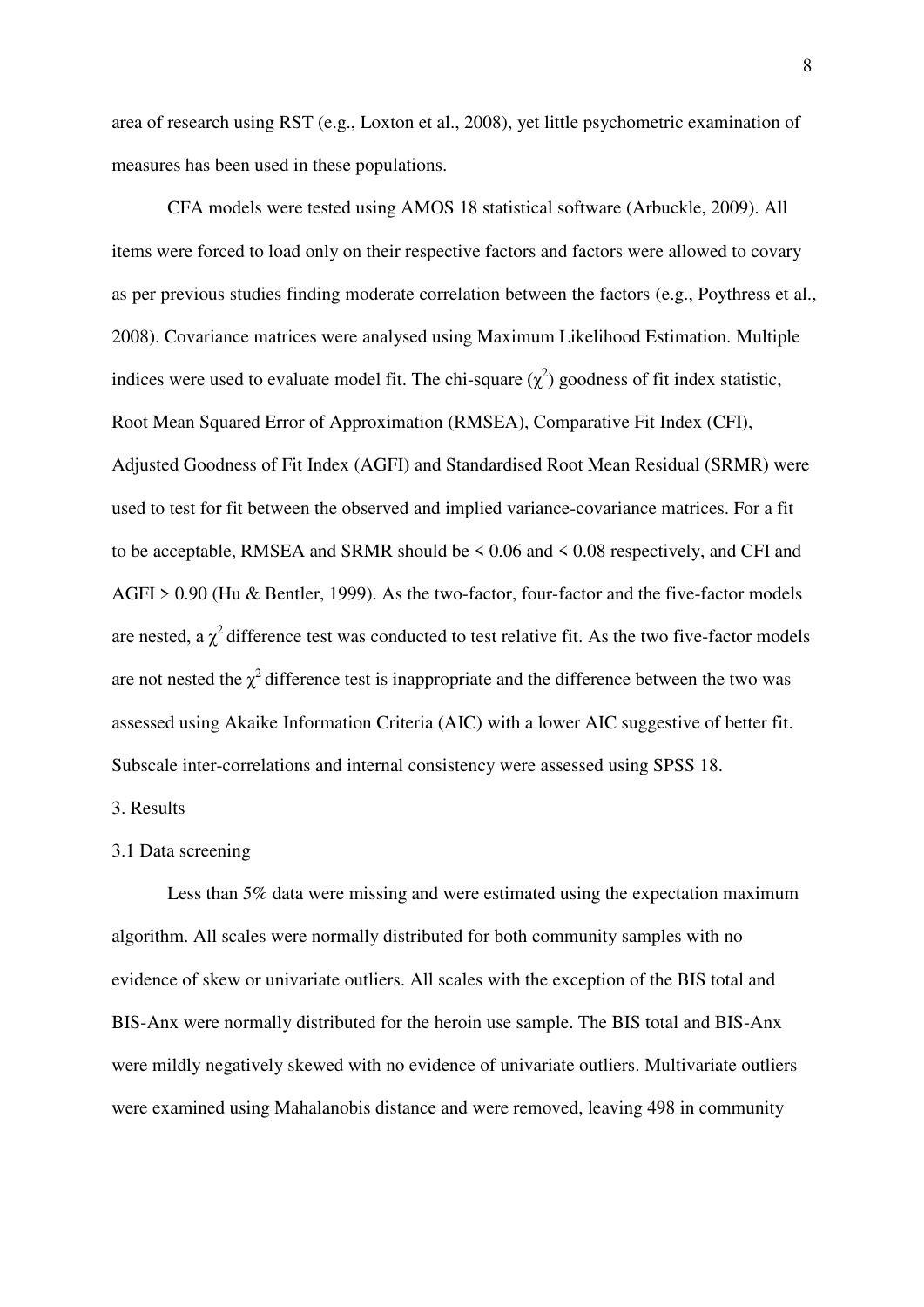area of research using RST (e.g., Loxton et al., 2008), yet little psychometric examination of measures has been used in these populations.

CFA models were tested using AMOS 18 statistical software (Arbuckle, 2009). All items were forced to load only on their respective factors and factors were allowed to covary as per previous studies finding moderate correlation between the factors (e.g., Poythress et al., 2008). Covariance matrices were analysed using Maximum Likelihood Estimation. Multiple indices were used to evaluate model fit. The chi-square ($\chi^2$) goodness of fit index statistic, Root Mean Squared Error of Approximation (RMSEA), Comparative Fit Index (CFI), Adjusted Goodness of Fit Index (AGFI) and Standardised Root Mean Residual (SRMR) were used to test for fit between the observed and implied variance-covariance matrices. For a fit to be acceptable, RMSEA and SRMR should be $< 0.06$ and $< 0.08$ respectively, and CFI and AGFI $> 0.90$ (Hu & Bentler, 1999). As the two-factor, four-factor and the five-factor models are nested, a $\chi^2$ difference test was conducted to test relative fit. As the two five-factor models are not nested the $\chi^2$ difference test is inappropriate and the difference between the two was assessed using Akaike Information Criteria (AIC) with a lower AIC suggestive of better fit. Subscale inter-correlations and internal consistency were assessed using SPSS 18.

## 3. Results

### 3.1 Data screening

Less than 5% data were missing and were estimated using the expectation maximum algorithm. All scales were normally distributed for both community samples with no evidence of skew or univariate outliers. All scales with the exception of the BIS total and BIS-Anx were normally distributed for the heroin use sample. The BIS total and BIS-Anx were mildly negatively skewed with no evidence of univariate outliers. Multivariate outliers were examined using Mahalanobis distance and were removed, leaving 498 in community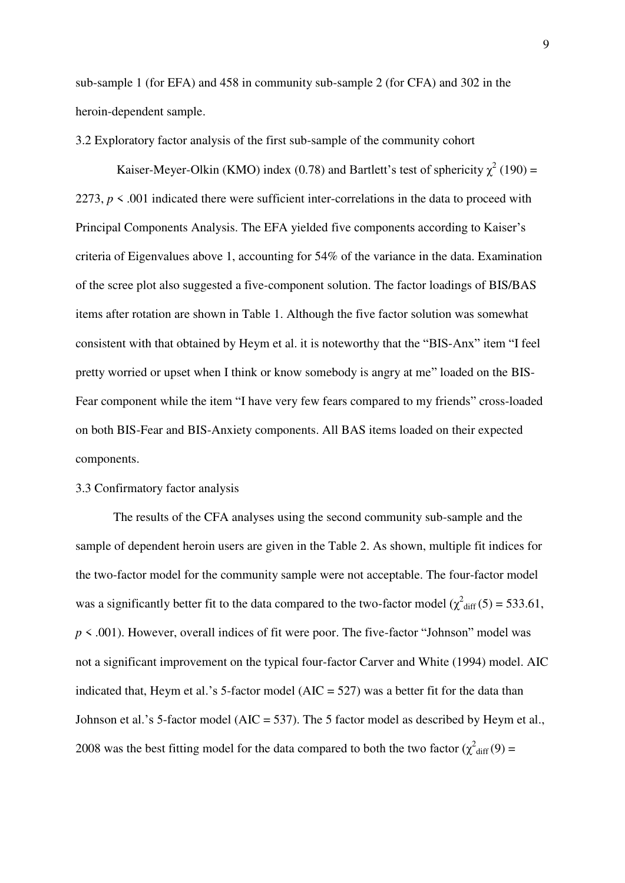sub-sample 1 (for EFA) and 458 in community sub-sample 2 (for CFA) and 302 in the heroin-dependent sample.

3.2 Exploratory factor analysis of the first sub-sample of the community cohort

Kaiser-Meyer-Olkin (KMO) index (0.78) and Bartlett's test of sphericity $\chi^2$ (190) = 2273, $p < .001$ indicated there were sufficient inter-correlations in the data to proceed with Principal Components Analysis. The EFA yielded five components according to Kaiser's criteria of Eigenvalues above 1, accounting for 54% of the variance in the data. Examination of the scree plot also suggested a five-component solution. The factor loadings of BIS/BAS items after rotation are shown in Table 1. Although the five factor solution was somewhat consistent with that obtained by Heym et al. it is noteworthy that the "BIS-Anx" item "I feel pretty worried or upset when I think or know somebody is angry at me" loaded on the BIS-Fear component while the item "I have very few fears compared to my friends" cross-loaded on both BIS-Fear and BIS-Anxiety components. All BAS items loaded on their expected components.

3.3 Confirmatory factor analysis

The results of the CFA analyses using the second community sub-sample and the sample of dependent heroin users are given in the Table 2. As shown, multiple fit indices for the two-factor model for the community sample were not acceptable. The four-factor model was a significantly better fit to the data compared to the two-factor model ($\chi^2_{\text{diff}}(5) = 533.61$, $p < .001$). However, overall indices of fit were poor. The five-factor "Johnson" model was not a significant improvement on the typical four-factor Carver and White (1994) model. AIC indicated that, Heym et al.'s 5-factor model (AIC = 527) was a better fit for the data than Johnson et al.'s 5-factor model (AIC = 537). The 5 factor model as described by Heym et al., 2008 was the best fitting model for the data compared to both the two factor ($\chi^2_{\text{diff}}(9) =$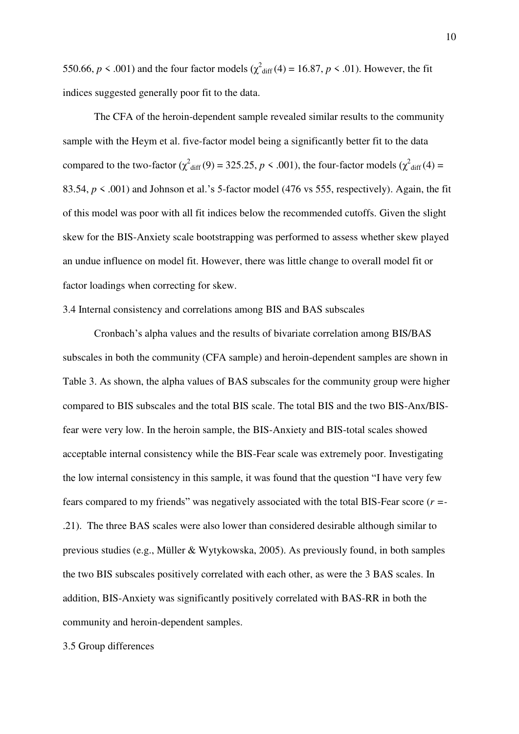550.66, $p < .001$) and the four factor models ($\chi^2_{diff}(4) = 16.87$, $p < .01$). However, the fit indices suggested generally poor fit to the data.

The CFA of the heroin-dependent sample revealed similar results to the community sample with the Heym et al. five-factor model being a significantly better fit to the data compared to the two-factor ($\chi^2_{diff}(9) = 325.25$, $p < .001$), the four-factor models ($\chi^2_{diff}(4) = 83.54$, $p < .001$) and Johnson et al.'s 5-factor model (476 vs 555, respectively). Again, the fit of this model was poor with all fit indices below the recommended cutoffs. Given the slight skew for the BIS-Anxiety scale bootstrapping was performed to assess whether skew played an undue influence on model fit. However, there was little change to overall model fit or factor loadings when correcting for skew.

## 3.4 Internal consistency and correlations among BIS and BAS subscales

Cronbach's alpha values and the results of bivariate correlation among BIS/BAS subscales in both the community (CFA sample) and heroin-dependent samples are shown in Table 3. As shown, the alpha values of BAS subscales for the community group were higher compared to BIS subscales and the total BIS scale. The total BIS and the two BIS-Anx/BIS-fear were very low. In the heroin sample, the BIS-Anxiety and BIS-total scales showed acceptable internal consistency while the BIS-Fear scale was extremely poor. Investigating the low internal consistency in this sample, it was found that the question "I have very few fears compared to my friends" was negatively associated with the total BIS-Fear score ($r = -.21$). The three BAS scales were also lower than considered desirable although similar to previous studies (e.g., Müller & Wytykowska, 2005). As previously found, in both samples the two BIS subscales positively correlated with each other, as were the 3 BAS scales. In addition, BIS-Anxiety was significantly positively correlated with BAS-RR in both the community and heroin-dependent samples.

## 3.5 Group differences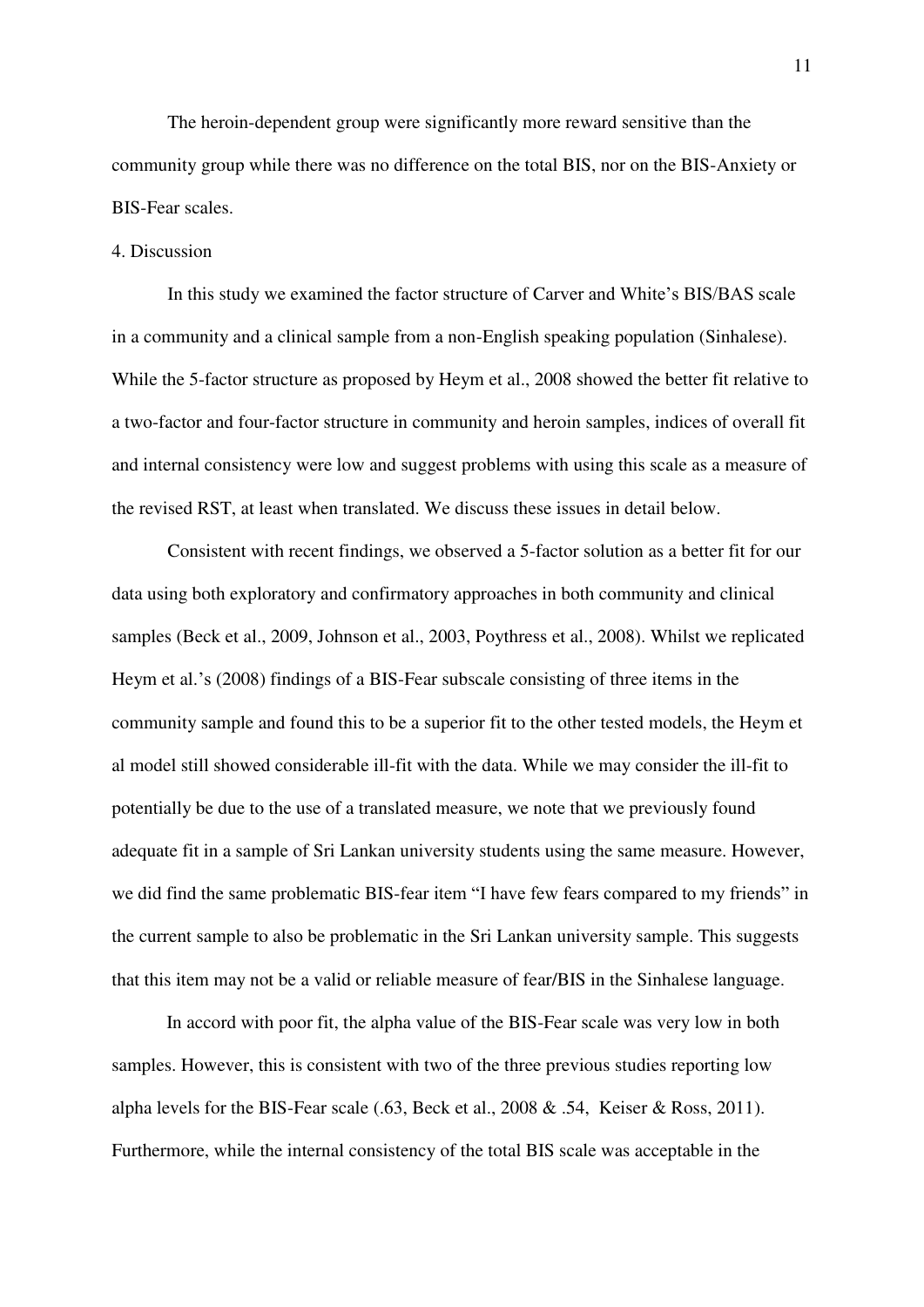The heroin-dependent group were significantly more reward sensitive than the community group while there was no difference on the total BIS, nor on the BIS-Anxiety or BIS-Fear scales.

## 4. Discussion

In this study we examined the factor structure of Carver and White's BIS/BAS scale in a community and a clinical sample from a non-English speaking population (Sinhalese). While the 5-factor structure as proposed by Heym et al., 2008 showed the better fit relative to a two-factor and four-factor structure in community and heroin samples, indices of overall fit and internal consistency were low and suggest problems with using this scale as a measure of the revised RST, at least when translated. We discuss these issues in detail below.

Consistent with recent findings, we observed a 5-factor solution as a better fit for our data using both exploratory and confirmatory approaches in both community and clinical samples (Beck et al., 2009, Johnson et al., 2003, Poythress et al., 2008). Whilst we replicated Heym et al.'s (2008) findings of a BIS-Fear subscale consisting of three items in the community sample and found this to be a superior fit to the other tested models, the Heym et al model still showed considerable ill-fit with the data. While we may consider the ill-fit to potentially be due to the use of a translated measure, we note that we previously found adequate fit in a sample of Sri Lankan university students using the same measure. However, we did find the same problematic BIS-fear item "I have few fears compared to my friends" in the current sample to also be problematic in the Sri Lankan university sample. This suggests that this item may not be a valid or reliable measure of fear/BIS in the Sinhalese language.

In accord with poor fit, the alpha value of the BIS-Fear scale was very low in both samples. However, this is consistent with two of the three previous studies reporting low alpha levels for the BIS-Fear scale (.63, Beck et al., 2008 & .54, Keiser & Ross, 2011). Furthermore, while the internal consistency of the total BIS scale was acceptable in the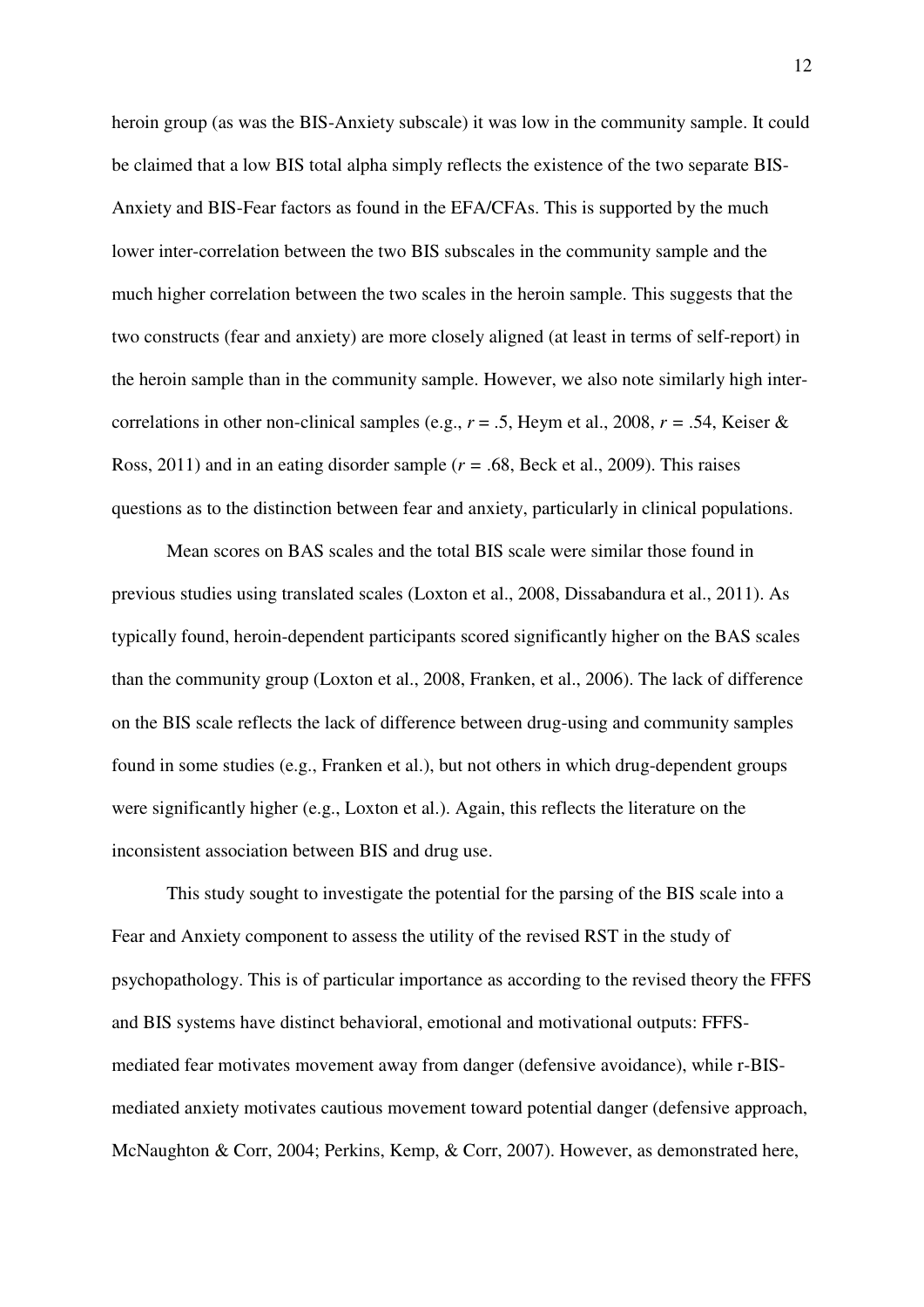heroin group (as was the BIS-Anxiety subscale) it was low in the community sample. It could be claimed that a low BIS total alpha simply reflects the existence of the two separate BIS-Anxiety and BIS-Fear factors as found in the EFA/CFAs. This is supported by the much lower inter-correlation between the two BIS subscales in the community sample and the much higher correlation between the two scales in the heroin sample. This suggests that the two constructs (fear and anxiety) are more closely aligned (at least in terms of self-report) in the heroin sample than in the community sample. However, we also note similarly high inter-correlations in other non-clinical samples (e.g., $r = .5$, Heym et al., 2008, $r = .54$, Keiser & Ross, 2011) and in an eating disorder sample ($r = .68$, Beck et al., 2009). This raises questions as to the distinction between fear and anxiety, particularly in clinical populations.

Mean scores on BAS scales and the total BIS scale were similar those found in previous studies using translated scales (Loxton et al., 2008, Dissabandura et al., 2011). As typically found, heroin-dependent participants scored significantly higher on the BAS scales than the community group (Loxton et al., 2008, Franken, et al., 2006). The lack of difference on the BIS scale reflects the lack of difference between drug-using and community samples found in some studies (e.g., Franken et al.), but not others in which drug-dependent groups were significantly higher (e.g., Loxton et al.). Again, this reflects the literature on the inconsistent association between BIS and drug use.

This study sought to investigate the potential for the parsing of the BIS scale into a Fear and Anxiety component to assess the utility of the revised RST in the study of psychopathology. This is of particular importance as according to the revised theory the FFFS and BIS systems have distinct behavioral, emotional and motivational outputs: FFFS-mediated fear motivates movement away from danger (defensive avoidance), while r-BIS-mediated anxiety motivates cautious movement toward potential danger (defensive approach, McNaughton & Corr, 2004; Perkins, Kemp, & Corr, 2007). However, as demonstrated here,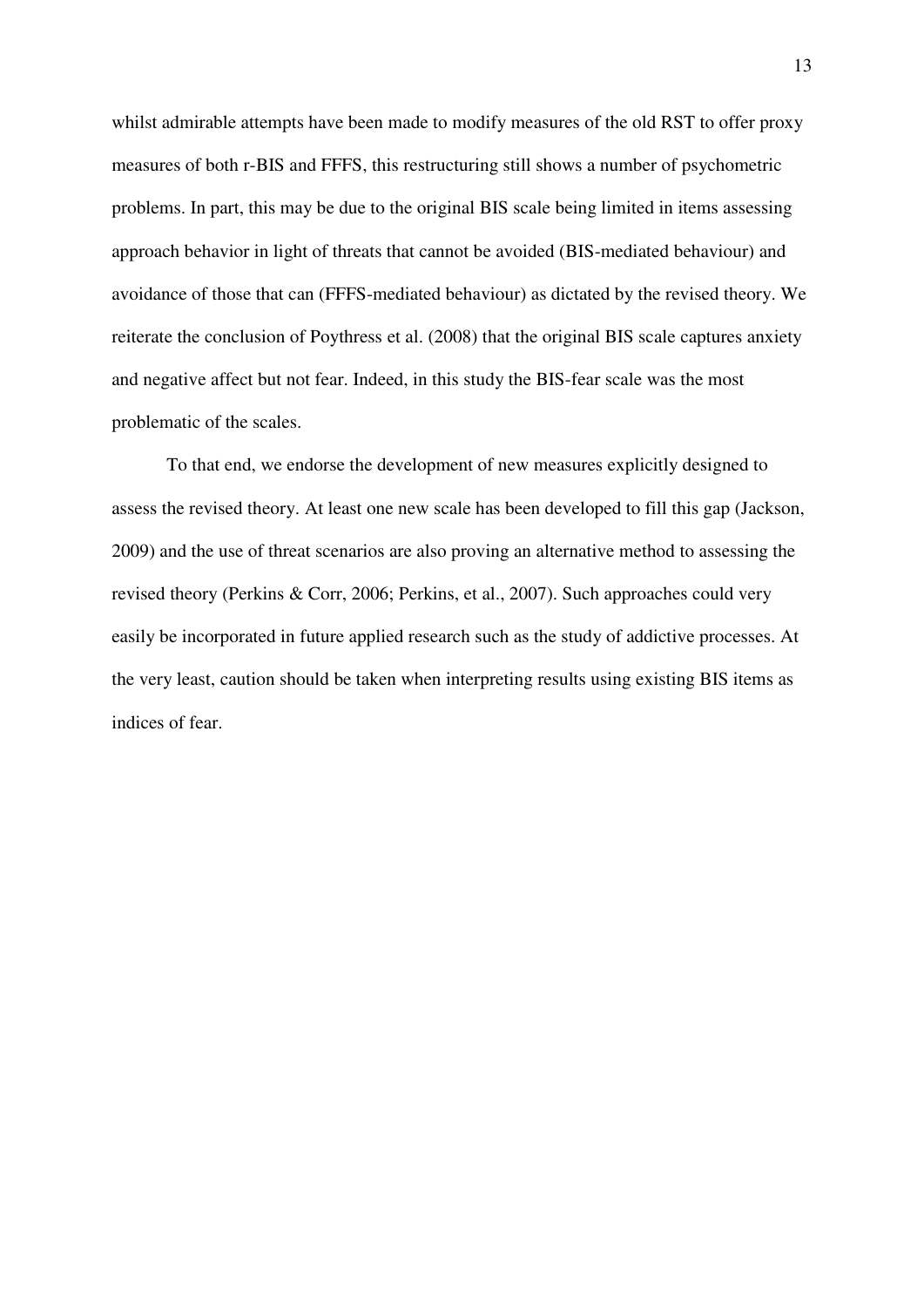whilst admirable attempts have been made to modify measures of the old RST to offer proxy measures of both r-BIS and FFFS, this restructuring still shows a number of psychometric problems. In part, this may be due to the original BIS scale being limited in items assessing approach behavior in light of threats that cannot be avoided (BIS-mediated behaviour) and avoidance of those that can (FFFS-mediated behaviour) as dictated by the revised theory. We reiterate the conclusion of Poythress et al. (2008) that the original BIS scale captures anxiety and negative affect but not fear. Indeed, in this study the BIS-fear scale was the most problematic of the scales.

To that end, we endorse the development of new measures explicitly designed to assess the revised theory. At least one new scale has been developed to fill this gap (Jackson, 2009) and the use of threat scenarios are also proving an alternative method to assessing the revised theory (Perkins & Corr, 2006; Perkins, et al., 2007). Such approaches could very easily be incorporated in future applied research such as the study of addictive processes. At the very least, caution should be taken when interpreting results using existing BIS items as indices of fear.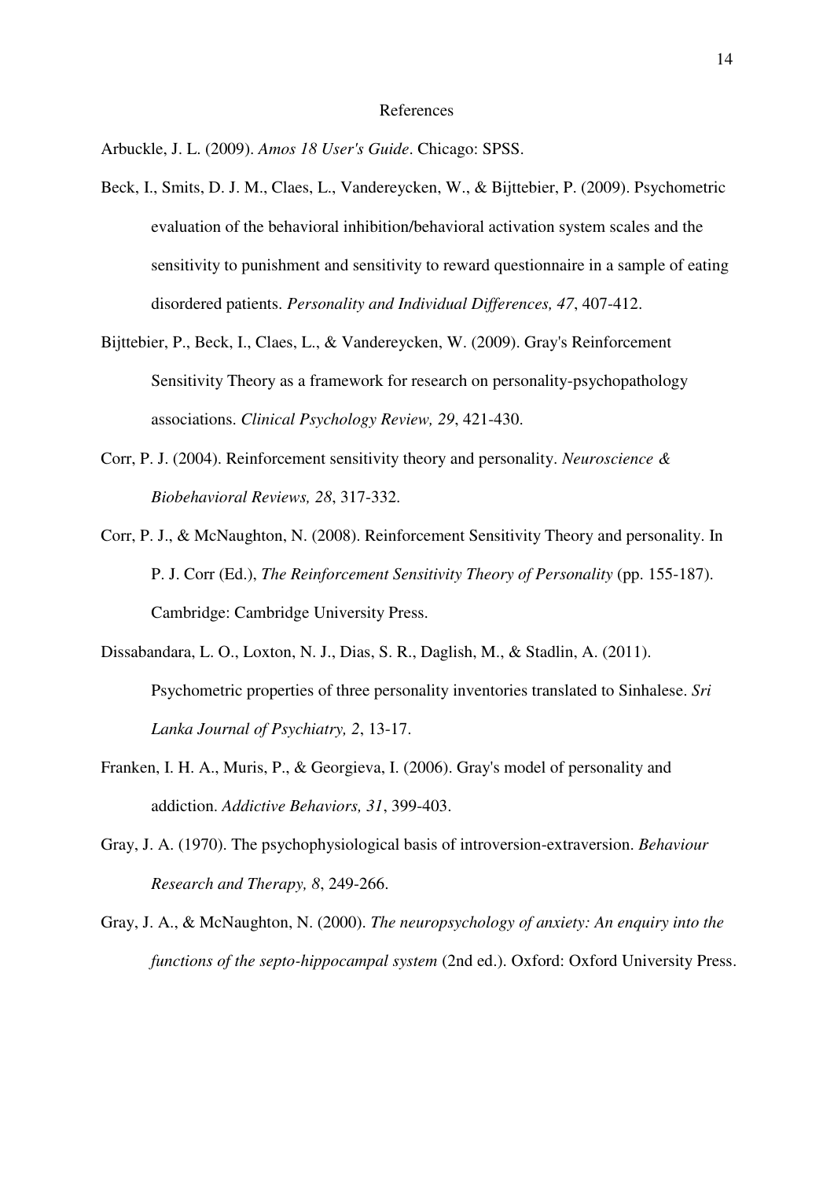# References

Arbuckle, J. L. (2009). *Amos 18 User's Guide*. Chicago: SPSS.

Beck, I., Smits, D. J. M., Claes, L., Vandereycken, W., & Bijttebier, P. (2009). Psychometric evaluation of the behavioral inhibition/behavioral activation system scales and the sensitivity to punishment and sensitivity to reward questionnaire in a sample of eating disordered patients. *Personality and Individual Differences, 47*, 407-412.

Bijttebier, P., Beck, I., Claes, L., & Vandereycken, W. (2009). Gray's Reinforcement Sensitivity Theory as a framework for research on personality-psychopathology associations. *Clinical Psychology Review, 29*, 421-430.

Corr, P. J. (2004). Reinforcement sensitivity theory and personality. *Neuroscience & Biobehavioral Reviews, 28*, 317-332.

Corr, P. J., & McNaughton, N. (2008). Reinforcement Sensitivity Theory and personality. In P. J. Corr (Ed.), *The Reinforcement Sensitivity Theory of Personality* (pp. 155-187). Cambridge: Cambridge University Press.

Dissabandara, L. O., Loxton, N. J., Dias, S. R., Daglish, M., & Stadlin, A. (2011). Psychometric properties of three personality inventories translated to Sinhalese. *Sri Lanka Journal of Psychiatry, 2*, 13-17.

Franken, I. H. A., Muris, P., & Georgieva, I. (2006). Gray's model of personality and addiction. *Addictive Behaviors, 31*, 399-403.

Gray, J. A. (1970). The psychophysiological basis of introversion-extraversion. *Behaviour Research and Therapy, 8*, 249-266.

Gray, J. A., & McNaughton, N. (2000). *The neuropsychology of anxiety: An enquiry into the functions of the septo-hippocampal system* (2nd ed.). Oxford: Oxford University Press.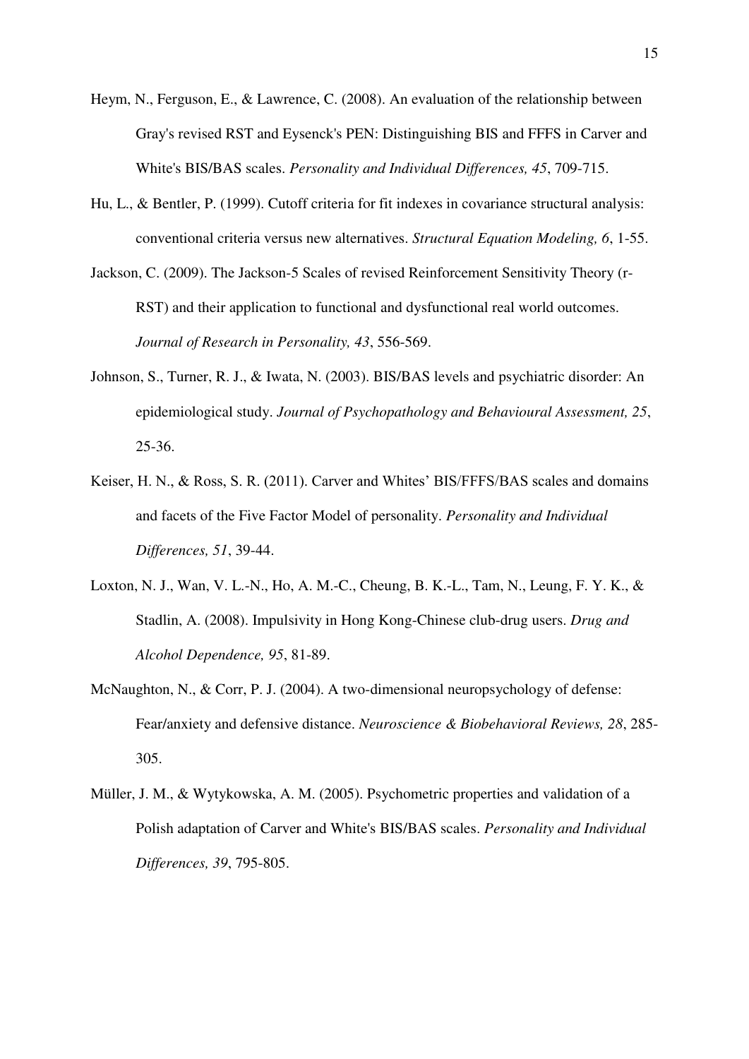Heym, N., Ferguson, E., & Lawrence, C. (2008). An evaluation of the relationship between Gray's revised RST and Eysenck's PEN: Distinguishing BIS and FFFS in Carver and White's BIS/BAS scales. *Personality and Individual Differences, 45*, 709-715.

Hu, L., & Bentler, P. (1999). Cutoff criteria for fit indexes in covariance structural analysis: conventional criteria versus new alternatives. *Structural Equation Modeling, 6*, 1-55.

Jackson, C. (2009). The Jackson-5 Scales of revised Reinforcement Sensitivity Theory (r-RST) and their application to functional and dysfunctional real world outcomes. *Journal of Research in Personality, 43*, 556-569.

Johnson, S., Turner, R. J., & Iwata, N. (2003). BIS/BAS levels and psychiatric disorder: An epidemiological study. *Journal of Psychopathology and Behavioural Assessment, 25*, 25-36.

Keiser, H. N., & Ross, S. R. (2011). Carver and Whites' BIS/FFFS/BAS scales and domains and facets of the Five Factor Model of personality. *Personality and Individual Differences, 51*, 39-44.

Loxton, N. J., Wan, V. L.-N., Ho, A. M.-C., Cheung, B. K.-L., Tam, N., Leung, F. Y. K., & Stadlin, A. (2008). Impulsivity in Hong Kong-Chinese club-drug users. *Drug and Alcohol Dependence, 95*, 81-89.

McNaughton, N., & Corr, P. J. (2004). A two-dimensional neuropsychology of defense: Fear/anxiety and defensive distance. *Neuroscience & Biobehavioral Reviews, 28*, 285-305.

Müller, J. M., & Wytykowska, A. M. (2005). Psychometric properties and validation of a Polish adaptation of Carver and White's BIS/BAS scales. *Personality and Individual Differences, 39*, 795-805.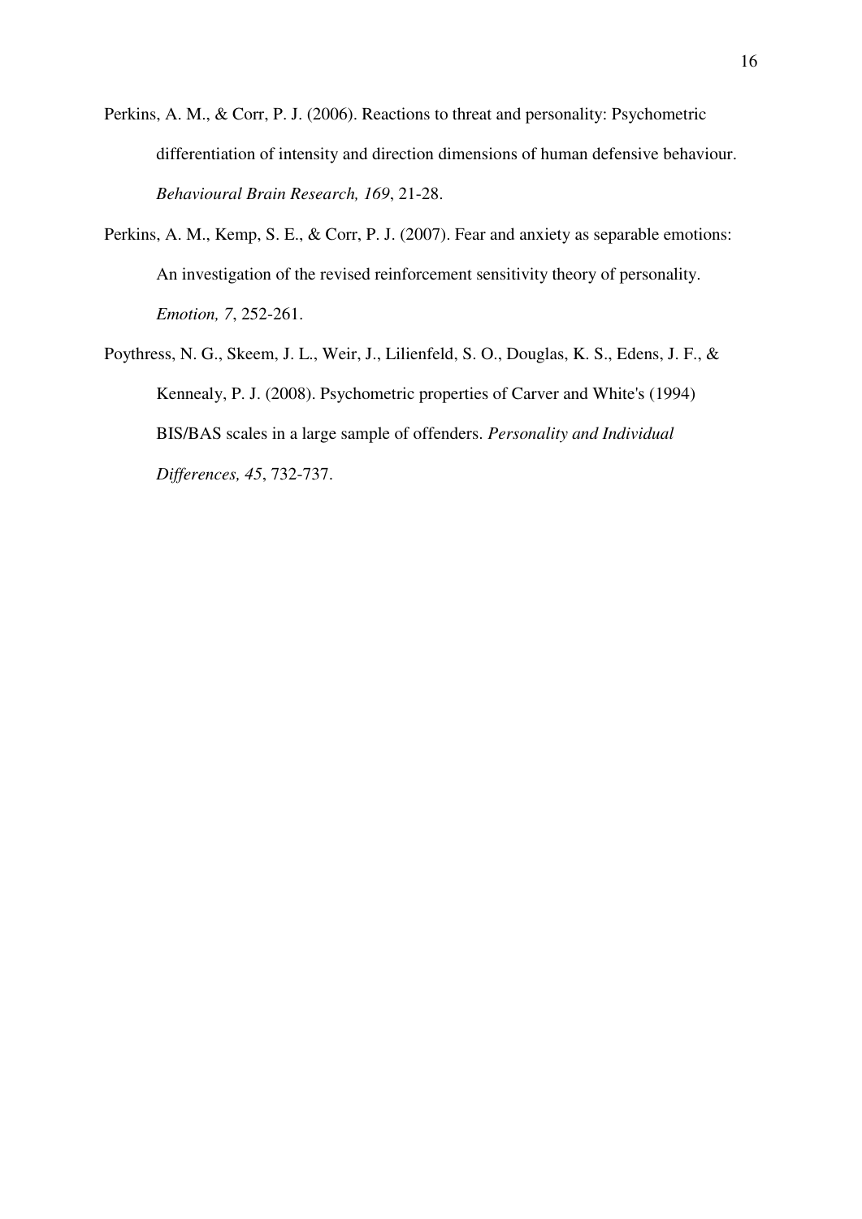Perkins, A. M., & Corr, P. J. (2006). Reactions to threat and personality: Psychometric differentiation of intensity and direction dimensions of human defensive behaviour. *Behavioural Brain Research, 169*, 21-28.

Perkins, A. M., Kemp, S. E., & Corr, P. J. (2007). Fear and anxiety as separable emotions: An investigation of the revised reinforcement sensitivity theory of personality. *Emotion, 7*, 252-261.

Poythress, N. G., Skeem, J. L., Weir, J., Lilienfeld, S. O., Douglas, K. S., Edens, J. F., & Kennealy, P. J. (2008). Psychometric properties of Carver and White's (1994) BIS/BAS scales in a large sample of offenders. *Personality and Individual Differences, 45*, 732-737.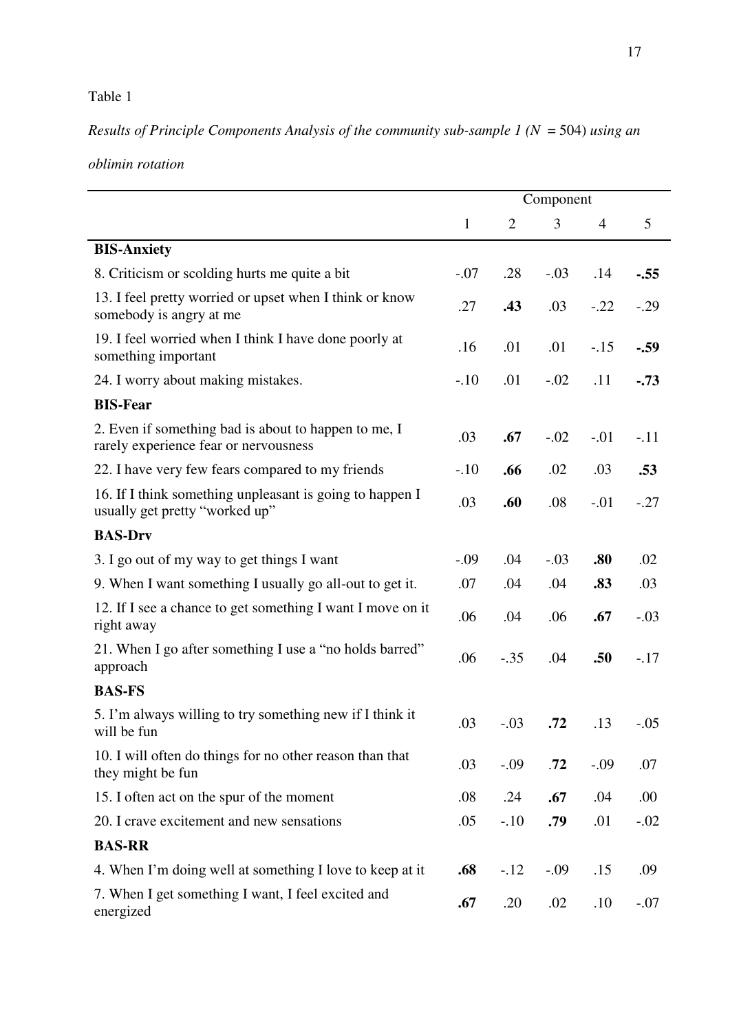Table 1

*Results of Principle Components Analysis of the community sub-sample 1 (N = 504) using an oblimin rotation*

| | Component | | | | |
|---|---|---|---|---|---|
| | 1 | 2 | 3 | 4 | 5 |
| **BIS-Anxiety** | | | | | |
| 8. Criticism or scolding hurts me quite a bit | -.07 | .28 | -.03 | .14 | **-.55** |
| 13. I feel pretty worried or upset when I think or know somebody is angry at me | .27 | **.43** | .03 | -.22 | -.29 |
| 19. I feel worried when I think I have done poorly at something important | .16 | .01 | .01 | -.15 | **-.59** |
| 24. I worry about making mistakes. | -.10 | .01 | -.02 | .11 | **-.73** |
| **BIS-Fear** | | | | | |
| 2. Even if something bad is about to happen to me, I rarely experience fear or nervousness | .03 | **.67** | -.02 | -.01 | -.11 |
| 22. I have very few fears compared to my friends | -.10 | **.66** | .02 | .03 | **.53** |
| 16. If I think something unpleasant is going to happen I usually get pretty "worked up" | .03 | **.60** | .08 | -.01 | -.27 |
| **BAS-Drv** | | | | | |
| 3. I go out of my way to get things I want | -.09 | .04 | -.03 | **.80** | .02 |
| 9. When I want something I usually go all-out to get it. | .07 | .04 | .04 | **.83** | .03 |
| 12. If I see a chance to get something I want I move on it right away | .06 | .04 | .06 | **.67** | -.03 |
| 21. When I go after something I use a "no holds barred" approach | .06 | -.35 | .04 | **.50** | -.17 |
| **BAS-FS** | | | | | |
| 5. I'm always willing to try something new if I think it will be fun | .03 | -.03 | **.72** | .13 | -.05 |
| 10. I will often do things for no other reason than that they might be fun | .03 | -.09 | **.72** | -.09 | .07 |
| 15. I often act on the spur of the moment | .08 | .24 | **.67** | .04 | .00 |
| 20. I crave excitement and new sensations | .05 | -.10 | **.79** | .01 | -.02 |
| **BAS-RR** | | | | | |
| 4. When I'm doing well at something I love to keep at it | **.68** | -.12 | -.09 | .15 | .09 |
| 7. When I get something I want, I feel excited and energized | **.67** | .20 | .02 | .10 | -.07 |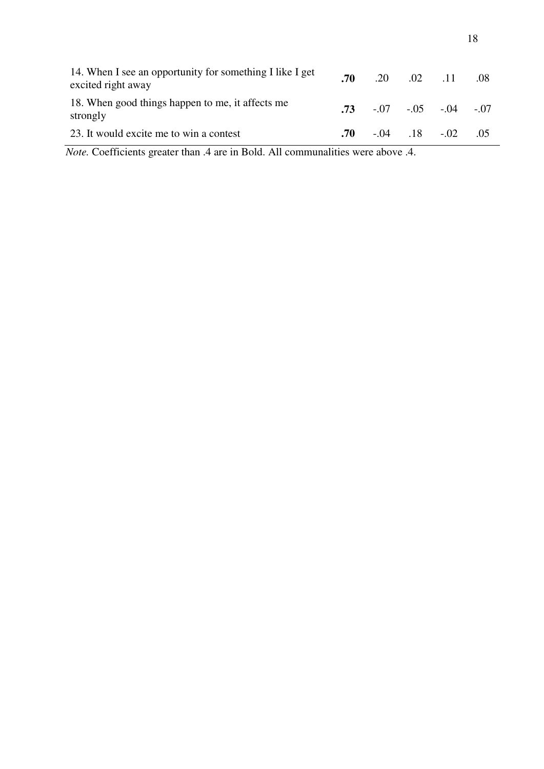| | | | | | |
|---|---|---|---|---|---|
| 14. When I see an opportunity for something I like I get excited right away | **.70** | .20 | .02 | .11 | .08 |
| 18. When good things happen to me, it affects me strongly | **.73** | -.07 | -.05 | -.04 | -.07 |
| 23. It would excite me to win a contest | **.70** | -.04 | .18 | -.02 | .05 |

*Note.* Coefficients greater than .4 are in Bold. All communalities were above .4.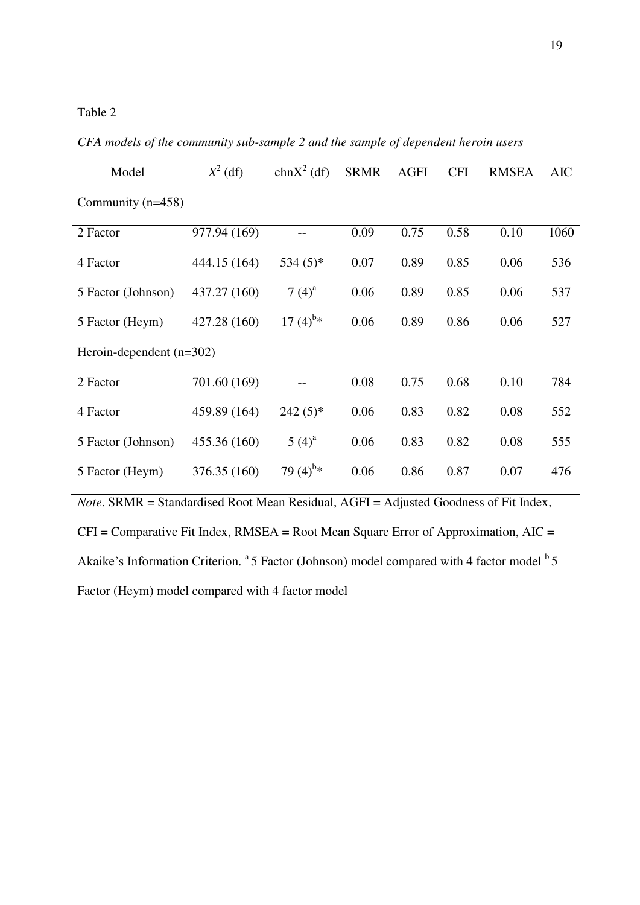Table 2

*CFA models of the community sub-sample 2 and the sample of dependent heroin users*

| Model | $X^2$ (df) | chn$X^2$ (df) | SRMR | AGFI | CFI | RMSEA | AIC |
|---|---|---|---|---|---|---|---|
| Community (n=458) | | | | | | | |
| 2 Factor | 977.94 (169) | -- | 0.09 | 0.75 | 0.58 | 0.10 | 1060 |
| 4 Factor | 444.15 (164) | 534 (5)* | 0.07 | 0.89 | 0.85 | 0.06 | 536 |
| 5 Factor (Johnson) | 437.27 (160) | 7 (4)[a] | 0.06 | 0.89 | 0.85 | 0.06 | 537 |
| 5 Factor (Heym) | 427.28 (160) | 17 (4)[b]* | 0.06 | 0.89 | 0.86 | 0.06 | 527 |
| Heroin-dependent (n=302) | | | | | | | |
| 2 Factor | 701.60 (169) | -- | 0.08 | 0.75 | 0.68 | 0.10 | 784 |
| 4 Factor | 459.89 (164) | 242 (5)* | 0.06 | 0.83 | 0.82 | 0.08 | 552 |
| 5 Factor (Johnson) | 455.36 (160) | 5 (4)[a] | 0.06 | 0.83 | 0.82 | 0.08 | 555 |
| 5 Factor (Heym) | 376.35 (160) | 79 (4)[b]* | 0.06 | 0.86 | 0.87 | 0.07 | 476 |

*Note*. SRMR = Standardised Root Mean Residual, AGFI = Adjusted Goodness of Fit Index, CFI = Comparative Fit Index, RMSEA = Root Mean Square Error of Approximation, AIC = Akaike's Information Criterion. [a] 5 Factor (Johnson) model compared with 4 factor model [b] 5 Factor (Heym) model compared with 4 factor model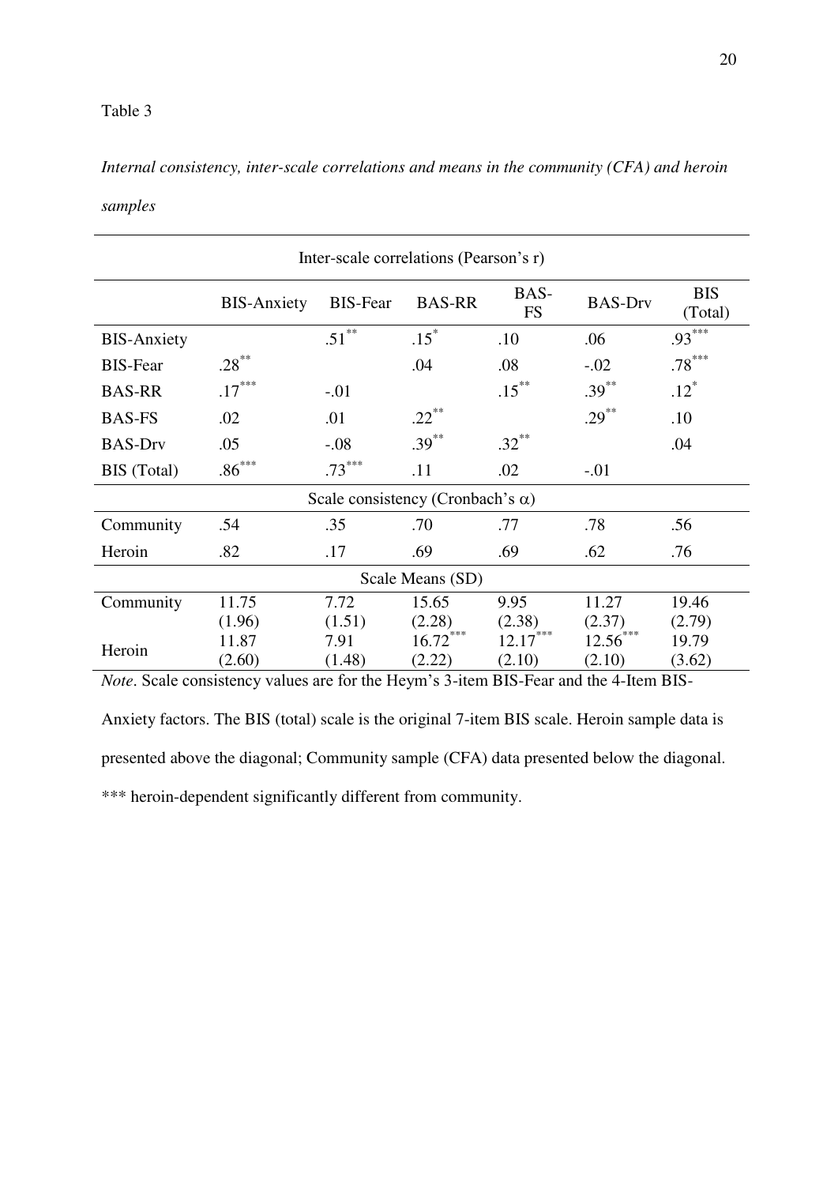Table 3

*Internal consistency, inter-scale correlations and means in the community (CFA) and heroin samples*

| Inter-scale correlations (Pearson's r) | | | | | | |
|---|---|---|---|---|---|---|
| | BIS-Anxiety | BIS-Fear | BAS-RR | BAS-FS | BAS-Drv | BIS (Total) |
| BIS-Anxiety | | .51** | .15* | .10 | .06 | .93*** |
| BIS-Fear | .28** | | .04 | .08 | -.02 | .78*** |
| BAS-RR | .17*** | -.01 | | .15** | .39** | .12* |
| BAS-FS | .02 | .01 | .22** | | .29** | .10 |
| BAS-Drv | .05 | -.08 | .39** | .32** | | .04 |
| BIS (Total) | .86*** | .73*** | .11 | .02 | -.01 | |
| Scale consistency (Cronbach's $\alpha$) | | | | | | |
| Community | .54 | .35 | .70 | .77 | .78 | .56 |
| Heroin | .82 | .17 | .69 | .69 | .62 | .76 |
| Scale Means (SD) | | | | | | |
| Community | 11.75 (1.96) | 7.72 (1.51) | 15.65 (2.28) | 9.95 (2.38) | 11.27 (2.37) | 19.46 (2.79) |
| Heroin | 11.87 (2.60) | 7.91 (1.48) | 16.72*** (2.22) | 12.17*** (2.10) | 12.56*** (2.10) | 19.79 (3.62) |

*Note*. Scale consistency values are for the Heym's 3-item BIS-Fear and the 4-Item BIS-Anxiety factors. The BIS (total) scale is the original 7-item BIS scale. Heroin sample data is presented above the diagonal; Community sample (CFA) data presented below the diagonal.

*** heroin-dependent significantly different from community.